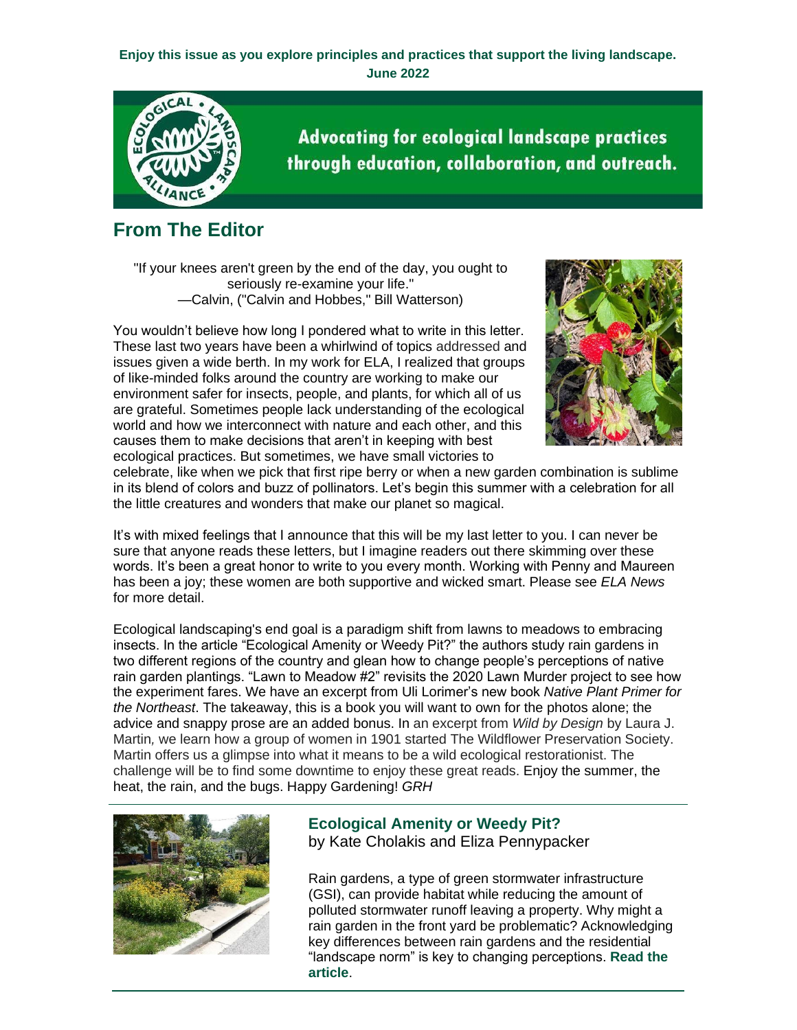**Enjoy this issue as you explore principles and practices that support the living landscape.**
**June 2022**

Advocating for ecological landscape practices through education, collaboration, and outreach.

## From The Editor

"If your knees aren't green by the end of the day, you ought to seriously re-examine your life."
—Calvin, ("Calvin and Hobbes," Bill Watterson)

You wouldn't believe how long I pondered what to write in this letter. These last two years have been a whirlwind of topics addressed and issues given a wide berth. In my work for ELA, I realized that groups of like-minded folks around the country are working to make our environment safer for insects, people, and plants, for which all of us are grateful. Sometimes people lack understanding of the ecological world and how we interconnect with nature and each other, and this causes them to make decisions that aren't in keeping with best ecological practices. But sometimes, we have small victories to celebrate, like when we pick that first ripe berry or when a new garden combination is sublime in its blend of colors and buzz of pollinators. Let's begin this summer with a celebration for all the little creatures and wonders that make our planet so magical.

It's with mixed feelings that I announce that this will be my last letter to you. I can never be sure that anyone reads these letters, but I imagine readers out there skimming over these words. It's been a great honor to write to you every month. Working with Penny and Maureen has been a joy; these women are both supportive and wicked smart. Please see *ELA News* for more detail.

Ecological landscaping's end goal is a paradigm shift from lawns to meadows to embracing insects. In the article "Ecological Amenity or Weedy Pit?" the authors study rain gardens in two different regions of the country and glean how to change people's perceptions of native rain garden plantings. "Lawn to Meadow #2" revisits the 2020 Lawn Murder project to see how the experiment fares. We have an excerpt from Uli Lorimer's new book *Native Plant Primer for the Northeast*. The takeaway, this is a book you will want to own for the photos alone; the advice and snappy prose are an added bonus. In an excerpt from *Wild by Design* by Laura J. Martin, we learn how a group of women in 1901 started The Wildflower Preservation Society. Martin offers us a glimpse into what it means to be a wild ecological restorationist. The challenge will be to find some downtime to enjoy these great reads. Enjoy the summer, the heat, the rain, and the bugs. Happy Gardening! *GRH*

---

### Ecological Amenity or Weedy Pit?

by Kate Cholakis and Eliza Pennypacker

Rain gardens, a type of green stormwater infrastructure (GSI), can provide habitat while reducing the amount of polluted stormwater runoff leaving a property. Why might a rain garden in the front yard be problematic? Acknowledging key differences between rain gardens and the residential "landscape norm" is key to changing perceptions. **Read the article**.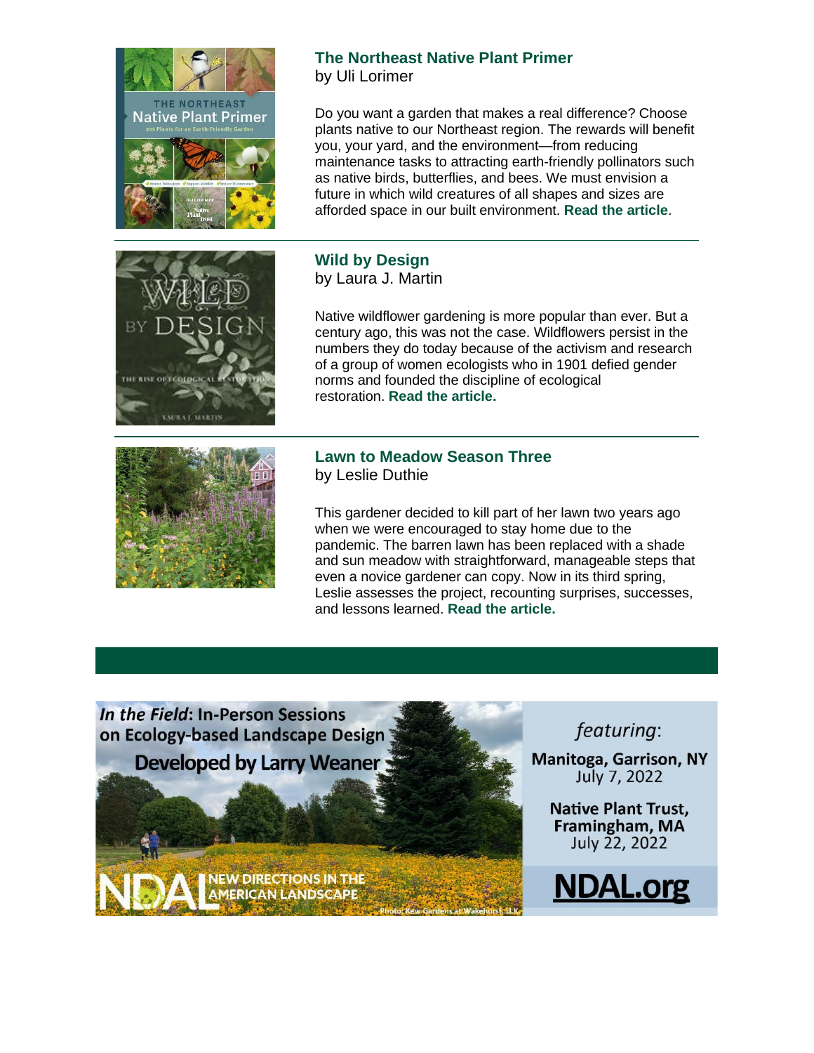### The Northeast Native Plant Primer
by Uli Lorimer

Do you want a garden that makes a real difference? Choose plants native to our Northeast region. The rewards will benefit you, your yard, and the environment—from reducing maintenance tasks to attracting earth-friendly pollinators such as native birds, butterflies, and bees. We must envision a future in which wild creatures of all shapes and sizes are afforded space in our built environment. **Read the article**.

---

### Wild by Design
by Laura J. Martin

Native wildflower gardening is more popular than ever. But a century ago, this was not the case. Wildflowers persist in the numbers they do today because of the activism and research of a group of women ecologists who in 1901 defied gender norms and founded the discipline of ecological restoration. **Read the article.**

---

### Lawn to Meadow Season Three
by Leslie Duthie

This gardener decided to kill part of her lawn two years ago when we were encouraged to stay home due to the pandemic. The barren lawn has been replaced with a shade and sun meadow with straightforward, manageable steps that even a novice gardener can copy. Now in its third spring, Leslie assesses the project, recounting surprises, successes, and lessons learned. **Read the article.**

---

*In the Field*: In-Person Sessions on Ecology-based Landscape Design

Developed by Larry Weaner

NEW DIRECTIONS IN THE AMERICAN LANDSCAPE

*featuring*:

Manitoga, Garrison, NY
July 7, 2022

Native Plant Trust, Framingham, MA
July 22, 2022

NDAL.org

Photo: Kew Gardens at Wakehurst, U.K.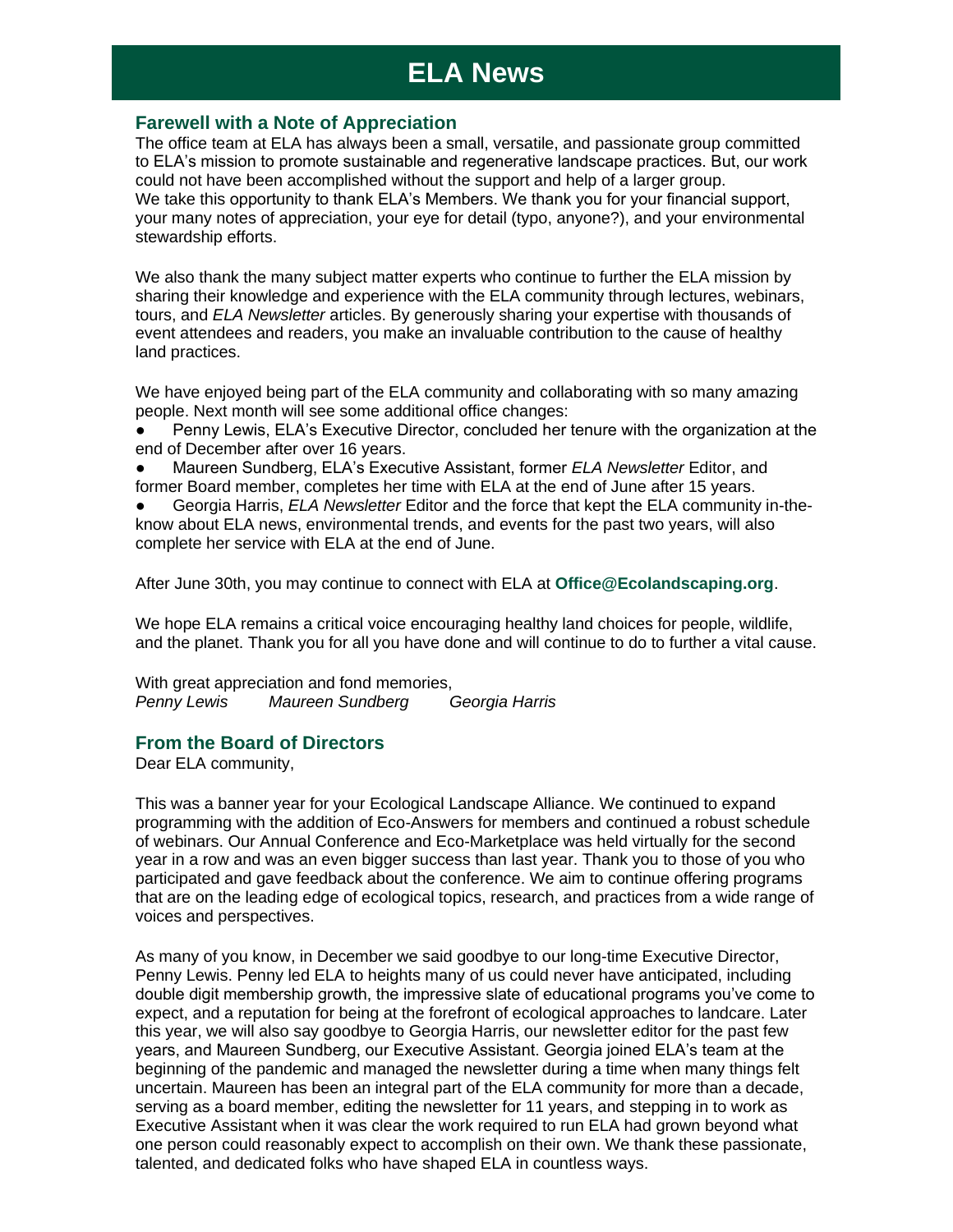# ELA News

## Farewell with a Note of Appreciation

The office team at ELA has always been a small, versatile, and passionate group committed to ELA's mission to promote sustainable and regenerative landscape practices. But, our work could not have been accomplished without the support and help of a larger group. We take this opportunity to thank ELA's Members. We thank you for your financial support, your many notes of appreciation, your eye for detail (typo, anyone?), and your environmental stewardship efforts.

We also thank the many subject matter experts who continue to further the ELA mission by sharing their knowledge and experience with the ELA community through lectures, webinars, tours, and *ELA Newsletter* articles. By generously sharing your expertise with thousands of event attendees and readers, you make an invaluable contribution to the cause of healthy land practices.

We have enjoyed being part of the ELA community and collaborating with so many amazing people. Next month will see some additional office changes:

- Penny Lewis, ELA's Executive Director, concluded her tenure with the organization at the end of December after over 16 years.
- Maureen Sundberg, ELA's Executive Assistant, former *ELA Newsletter* Editor, and former Board member, completes her time with ELA at the end of June after 15 years.
- Georgia Harris, *ELA Newsletter* Editor and the force that kept the ELA community in-the-know about ELA news, environmental trends, and events for the past two years, will also complete her service with ELA at the end of June.

After June 30th, you may continue to connect with ELA at **Office@Ecolandscaping.org**.

We hope ELA remains a critical voice encouraging healthy land choices for people, wildlife, and the planet. Thank you for all you have done and will continue to do to further a vital cause.

With great appreciation and fond memories,
*Penny Lewis* *Maureen Sundberg* *Georgia Harris*

## From the Board of Directors

Dear ELA community,

This was a banner year for your Ecological Landscape Alliance. We continued to expand programming with the addition of Eco-Answers for members and continued a robust schedule of webinars. Our Annual Conference and Eco-Marketplace was held virtually for the second year in a row and was an even bigger success than last year. Thank you to those of you who participated and gave feedback about the conference. We aim to continue offering programs that are on the leading edge of ecological topics, research, and practices from a wide range of voices and perspectives.

As many of you know, in December we said goodbye to our long-time Executive Director, Penny Lewis. Penny led ELA to heights many of us could never have anticipated, including double digit membership growth, the impressive slate of educational programs you've come to expect, and a reputation for being at the forefront of ecological approaches to landcare. Later this year, we will also say goodbye to Georgia Harris, our newsletter editor for the past few years, and Maureen Sundberg, our Executive Assistant. Georgia joined ELA's team at the beginning of the pandemic and managed the newsletter during a time when many things felt uncertain. Maureen has been an integral part of the ELA community for more than a decade, serving as a board member, editing the newsletter for 11 years, and stepping in to work as Executive Assistant when it was clear the work required to run ELA had grown beyond what one person could reasonably expect to accomplish on their own. We thank these passionate, talented, and dedicated folks who have shaped ELA in countless ways.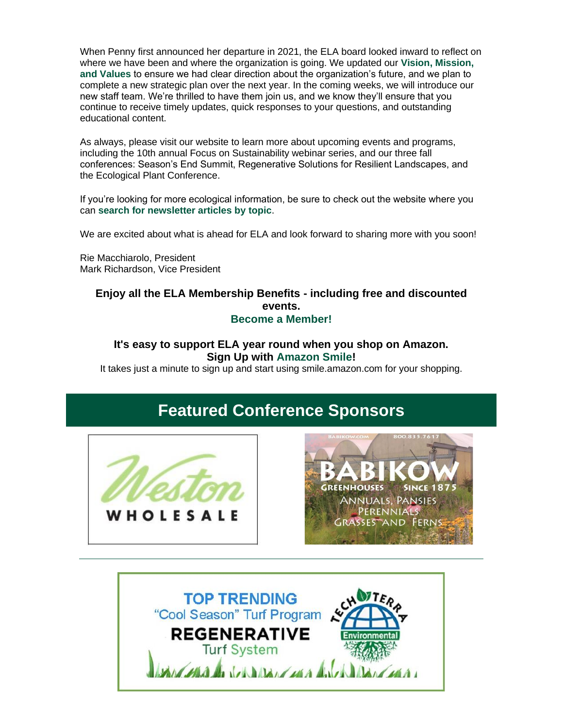When Penny first announced her departure in 2021, the ELA board looked inward to reflect on where we have been and where the organization is going. We updated our **Vision, Mission, and Values** to ensure we had clear direction about the organization's future, and we plan to complete a new strategic plan over the next year. In the coming weeks, we will introduce our new staff team. We're thrilled to have them join us, and we know they'll ensure that you continue to receive timely updates, quick responses to your questions, and outstanding educational content.

As always, please visit our website to learn more about upcoming events and programs, including the 10th annual Focus on Sustainability webinar series, and our three fall conferences: Season's End Summit, Regenerative Solutions for Resilient Landscapes, and the Ecological Plant Conference.

If you're looking for more ecological information, be sure to check out the website where you can **search for newsletter articles by topic**.

We are excited about what is ahead for ELA and look forward to sharing more with you soon!

Rie Macchiarolo, President
Mark Richardson, Vice President

**Enjoy all the ELA Membership Benefits - including free and discounted events.**
**Become a Member!**

**It's easy to support ELA year round when you shop on Amazon.**
**Sign Up with Amazon Smile!**
It takes just a minute to sign up and start using smile.amazon.com for your shopping.

## Featured Conference Sponsors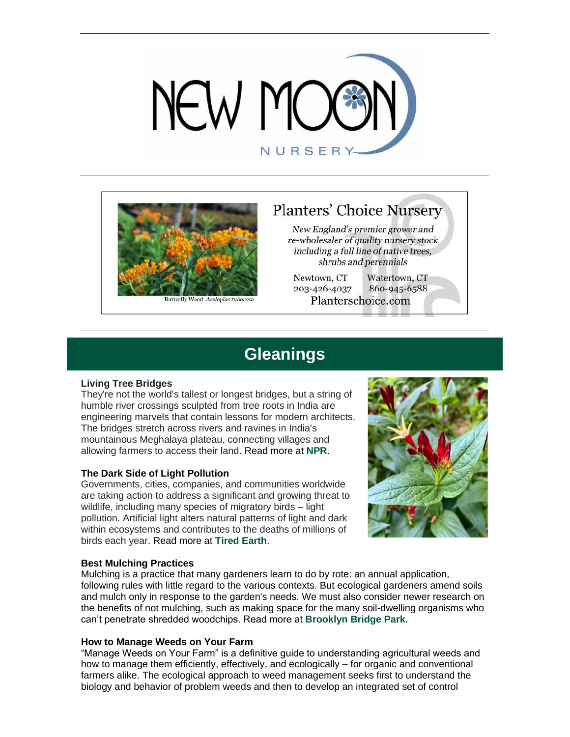NEW MOON NURSERY

Planters' Choice Nursery

*New England's premier grower and re-wholesaler of quality nursery stock including a full line of native trees, shrubs and perennials*

Newtown, CT 203-426-4037

Watertown, CT 860-945-6588

Planterschoice.com

Butterfly Weed *Asclepias tuberosa*

## Gleanings

**Living Tree Bridges**
They're not the world's tallest or longest bridges, but a string of humble river crossings sculpted from tree roots in India are engineering marvels that contain lessons for modern architects. The bridges stretch across rivers and ravines in India's mountainous Meghalaya plateau, connecting villages and allowing farmers to access their land. Read more at **NPR**.

**The Dark Side of Light Pollution**
Governments, cities, companies, and communities worldwide are taking action to address a significant and growing threat to wildlife, including many species of migratory birds – light pollution. Artificial light alters natural patterns of light and dark within ecosystems and contributes to the deaths of millions of birds each year. Read more at **Tired Earth**.

**Best Mulching Practices**
Mulching is a practice that many gardeners learn to do by rote: an annual application, following rules with little regard to the various contexts. But ecological gardeners amend soils and mulch only in response to the garden's needs. We must also consider newer research on the benefits of not mulching, such as making space for the many soil-dwelling organisms who can't penetrate shredded woodchips. Read more at **Brooklyn Bridge Park.**

**How to Manage Weeds on Your Farm**
"Manage Weeds on Your Farm" is a definitive guide to understanding agricultural weeds and how to manage them efficiently, effectively, and ecologically – for organic and conventional farmers alike. The ecological approach to weed management seeks first to understand the biology and behavior of problem weeds and then to develop an integrated set of control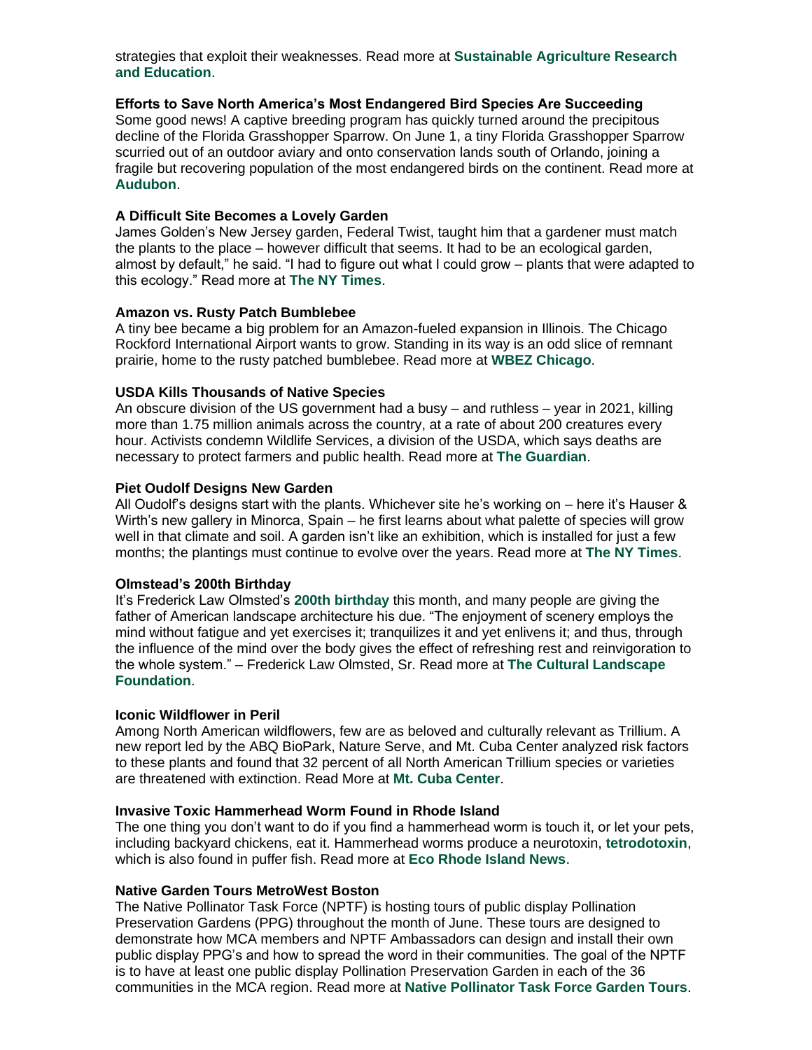strategies that exploit their weaknesses. Read more at **Sustainable Agriculture Research and Education**.

**Efforts to Save North America's Most Endangered Bird Species Are Succeeding**
Some good news! A captive breeding program has quickly turned around the precipitous decline of the Florida Grasshopper Sparrow. On June 1, a tiny Florida Grasshopper Sparrow scurried out of an outdoor aviary and onto conservation lands south of Orlando, joining a fragile but recovering population of the most endangered birds on the continent. Read more at **Audubon**.

**A Difficult Site Becomes a Lovely Garden**
James Golden's New Jersey garden, Federal Twist, taught him that a gardener must match the plants to the place – however difficult that seems. It had to be an ecological garden, almost by default," he said. "I had to figure out what I could grow – plants that were adapted to this ecology." Read more at **The NY Times**.

**Amazon vs. Rusty Patch Bumblebee**
A tiny bee became a big problem for an Amazon-fueled expansion in Illinois. The Chicago Rockford International Airport wants to grow. Standing in its way is an odd slice of remnant prairie, home to the rusty patched bumblebee. Read more at **WBEZ Chicago**.

**USDA Kills Thousands of Native Species**
An obscure division of the US government had a busy – and ruthless – year in 2021, killing more than 1.75 million animals across the country, at a rate of about 200 creatures every hour. Activists condemn Wildlife Services, a division of the USDA, which says deaths are necessary to protect farmers and public health. Read more at **The Guardian**.

**Piet Oudolf Designs New Garden**
All Oudolf's designs start with the plants. Whichever site he's working on – here it's Hauser & Wirth's new gallery in Minorca, Spain – he first learns about what palette of species will grow well in that climate and soil. A garden isn't like an exhibition, which is installed for just a few months; the plantings must continue to evolve over the years. Read more at **The NY Times**.

**Olmstead's 200th Birthday**
It's Frederick Law Olmsted's **200th birthday** this month, and many people are giving the father of American landscape architecture his due. "The enjoyment of scenery employs the mind without fatigue and yet exercises it; tranquilizes it and yet enlivens it; and thus, through the influence of the mind over the body gives the effect of refreshing rest and reinvigoration to the whole system." – Frederick Law Olmsted, Sr. Read more at **The Cultural Landscape Foundation**.

**Iconic Wildflower in Peril**
Among North American wildflowers, few are as beloved and culturally relevant as Trillium. A new report led by the ABQ BioPark, Nature Serve, and Mt. Cuba Center analyzed risk factors to these plants and found that 32 percent of all North American Trillium species or varieties are threatened with extinction. Read More at **Mt. Cuba Center**.

**Invasive Toxic Hammerhead Worm Found in Rhode Island**
The one thing you don't want to do if you find a hammerhead worm is touch it, or let your pets, including backyard chickens, eat it. Hammerhead worms produce a neurotoxin, **tetrodotoxin**, which is also found in puffer fish. Read more at **Eco Rhode Island News**.

**Native Garden Tours MetroWest Boston**
The Native Pollinator Task Force (NPTF) is hosting tours of public display Pollination Preservation Gardens (PPG) throughout the month of June. These tours are designed to demonstrate how MCA members and NPTF Ambassadors can design and install their own public display PPG's and how to spread the word in their communities. The goal of the NPTF is to have at least one public display Pollination Preservation Garden in each of the 36 communities in the MCA region. Read more at **Native Pollinator Task Force Garden Tours**.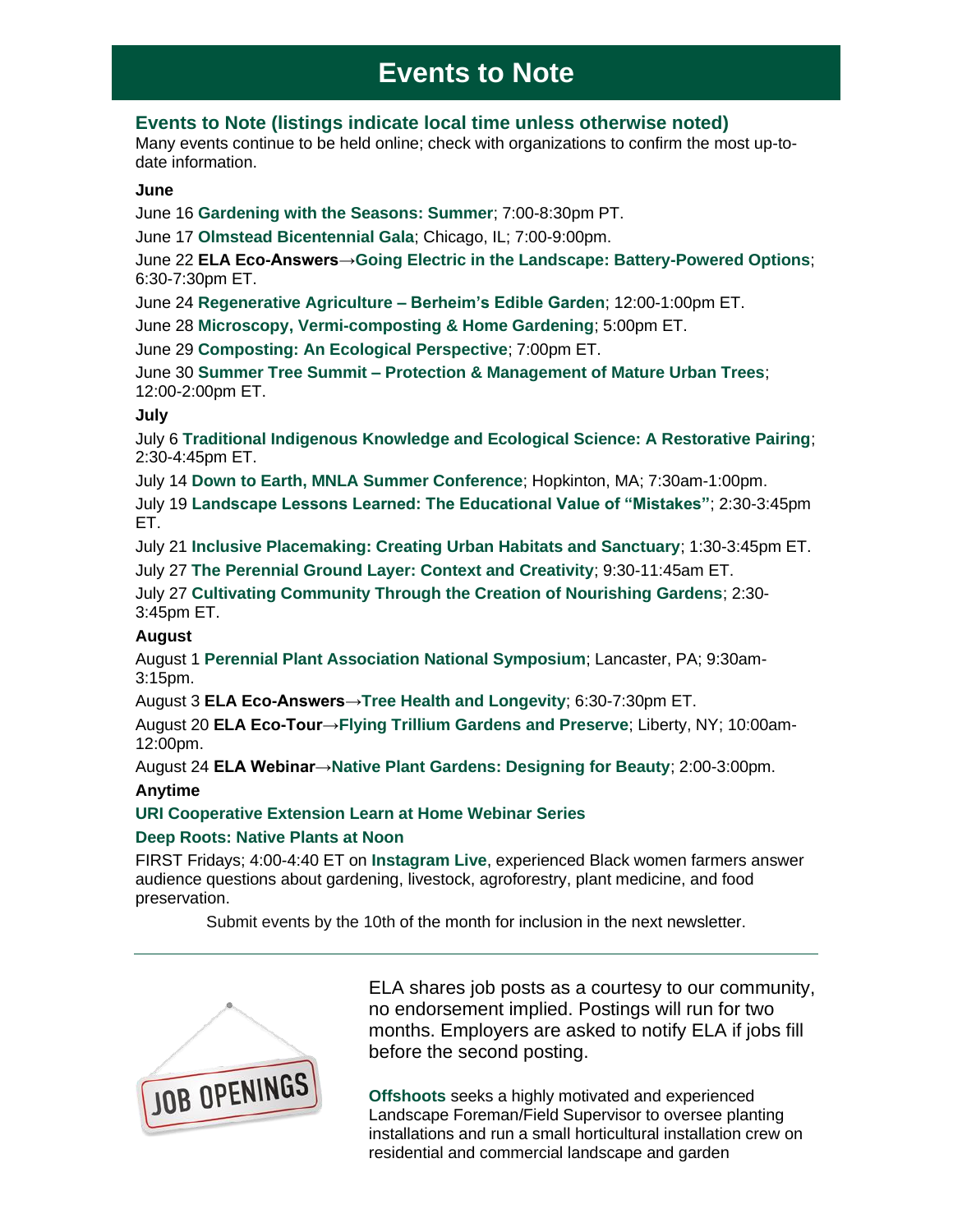# Events to Note

## Events to Note (listings indicate local time unless otherwise noted)

Many events continue to be held online; check with organizations to confirm the most up-to-date information.

**June**

June 16 **Gardening with the Seasons: Summer**; 7:00-8:30pm PT.

June 17 **Olmstead Bicentennial Gala**; Chicago, IL; 7:00-9:00pm.

June 22 **ELA Eco-Answers→Going Electric in the Landscape: Battery-Powered Options**; 6:30-7:30pm ET.

June 24 **Regenerative Agriculture – Berheim's Edible Garden**; 12:00-1:00pm ET.

June 28 **Microscopy, Vermi-composting & Home Gardening**; 5:00pm ET.

June 29 **Composting: An Ecological Perspective**; 7:00pm ET.

June 30 **Summer Tree Summit – Protection & Management of Mature Urban Trees**; 12:00-2:00pm ET.

**July**

July 6 **Traditional Indigenous Knowledge and Ecological Science: A Restorative Pairing**; 2:30-4:45pm ET.

July 14 **Down to Earth, MNLA Summer Conference**; Hopkinton, MA; 7:30am-1:00pm.

July 19 **Landscape Lessons Learned: The Educational Value of "Mistakes"**; 2:30-3:45pm ET.

July 21 **Inclusive Placemaking: Creating Urban Habitats and Sanctuary**; 1:30-3:45pm ET.

July 27 **The Perennial Ground Layer: Context and Creativity**; 9:30-11:45am ET.

July 27 **Cultivating Community Through the Creation of Nourishing Gardens**; 2:30-3:45pm ET.

**August**

August 1 **Perennial Plant Association National Symposium**; Lancaster, PA; 9:30am-3:15pm.

August 3 **ELA Eco-Answers→Tree Health and Longevity**; 6:30-7:30pm ET.

August 20 **ELA Eco-Tour→Flying Trillium Gardens and Preserve**; Liberty, NY; 10:00am-12:00pm.

August 24 **ELA Webinar→Native Plant Gardens: Designing for Beauty**; 2:00-3:00pm.

**Anytime**

**URI Cooperative Extension Learn at Home Webinar Series**

**Deep Roots: Native Plants at Noon**

FIRST Fridays; 4:00-4:40 ET on **Instagram Live**, experienced Black women farmers answer audience questions about gardening, livestock, agroforestry, plant medicine, and food preservation.

Submit events by the 10th of the month for inclusion in the next newsletter.

---

JOB OPENINGS

ELA shares job posts as a courtesy to our community, no endorsement implied. Postings will run for two months. Employers are asked to notify ELA if jobs fill before the second posting.

**Offshoots** seeks a highly motivated and experienced Landscape Foreman/Field Supervisor to oversee planting installations and run a small horticultural installation crew on residential and commercial landscape and garden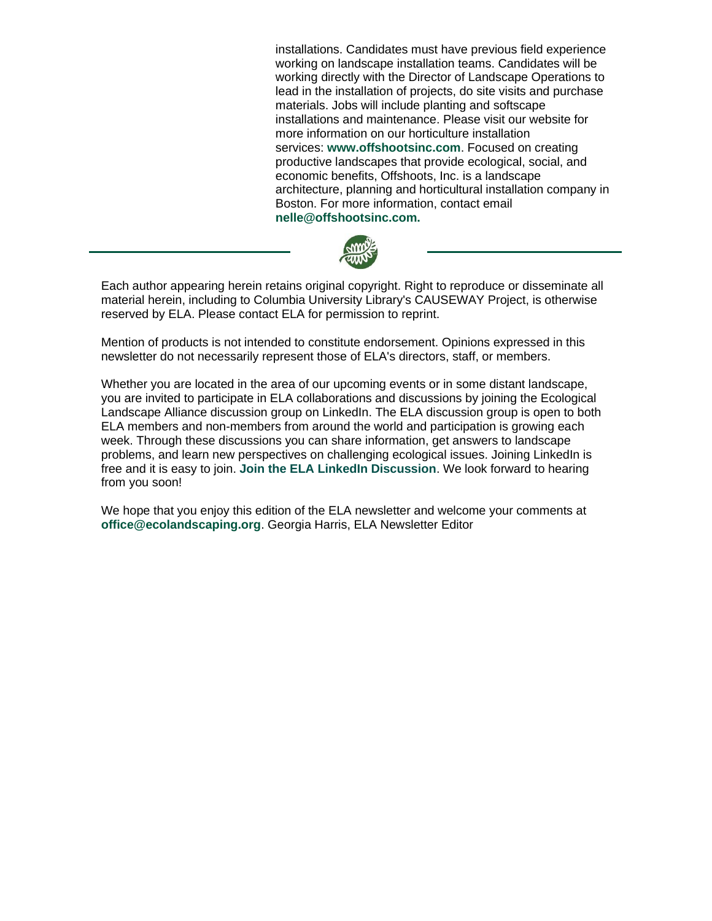installations. Candidates must have previous field experience working on landscape installation teams. Candidates will be working directly with the Director of Landscape Operations to lead in the installation of projects, do site visits and purchase materials. Jobs will include planting and softscape installations and maintenance. Please visit our website for more information on our horticulture installation services: **www.offshootsinc.com**. Focused on creating productive landscapes that provide ecological, social, and economic benefits, Offshoots, Inc. is a landscape architecture, planning and horticultural installation company in Boston. For more information, contact email **nelle@offshootsinc.com.**

---

Each author appearing herein retains original copyright. Right to reproduce or disseminate all material herein, including to Columbia University Library's CAUSEWAY Project, is otherwise reserved by ELA. Please contact ELA for permission to reprint.

Mention of products is not intended to constitute endorsement. Opinions expressed in this newsletter do not necessarily represent those of ELA's directors, staff, or members.

Whether you are located in the area of our upcoming events or in some distant landscape, you are invited to participate in ELA collaborations and discussions by joining the Ecological Landscape Alliance discussion group on LinkedIn. The ELA discussion group is open to both ELA members and non-members from around the world and participation is growing each week. Through these discussions you can share information, get answers to landscape problems, and learn new perspectives on challenging ecological issues. Joining LinkedIn is free and it is easy to join. **Join the ELA LinkedIn Discussion**. We look forward to hearing from you soon!

We hope that you enjoy this edition of the ELA newsletter and welcome your comments at **office@ecolandscaping.org**. Georgia Harris, ELA Newsletter Editor